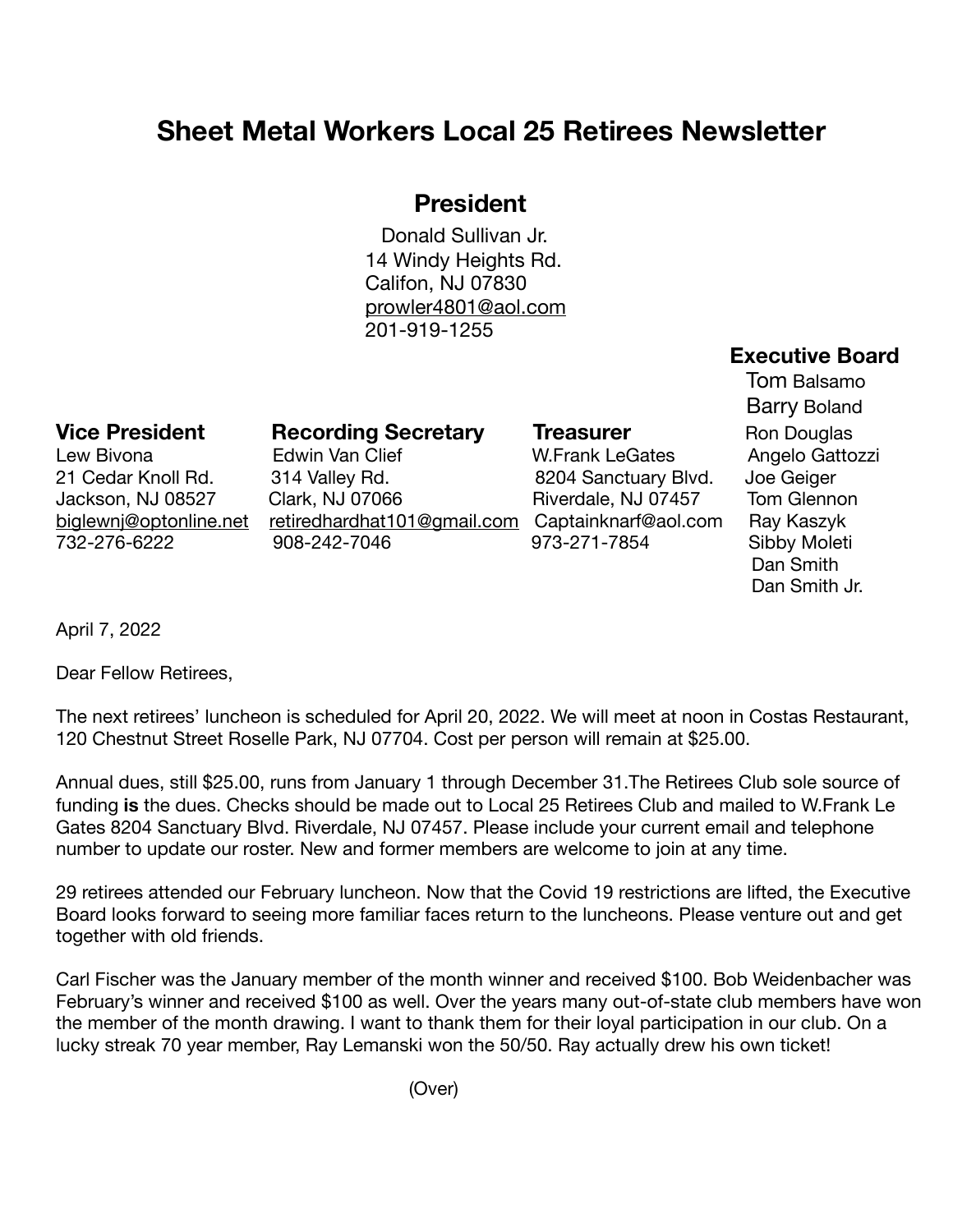# Sheet Metal Workers Local 25 Retirees Newsletter

## President

Donald Sullivan Jr.
14 Windy Heights Rd.
Califon, NJ 07830
prowler4801@aol.com
201-919-1255

### Vice President

Lew Bivona
21 Cedar Knoll Rd.
Jackson, NJ 08527
biglewnj@optonline.net
732-276-6222

### Recording Secretary

Edwin Van Clief
314 Valley Rd.
Clark, NJ 07066
retiredhardhat101@gmail.com
908-242-7046

### Treasurer

W.Frank LeGates
8204 Sanctuary Blvd.
Riverdale, NJ 07457
Captainknarf@aol.com
973-271-7854

### Executive Board

Tom Balsamo
Barry Boland
Ron Douglas
Angelo Gattozzi
Joe Geiger
Tom Glennon
Ray Kaszyk
Sibby Moleti
Dan Smith
Dan Smith Jr.

April 7, 2022

Dear Fellow Retirees,

The next retirees' luncheon is scheduled for April 20, 2022. We will meet at noon in Costas Restaurant, 120 Chestnut Street Roselle Park, NJ 07704. Cost per person will remain at $25.00.

Annual dues, still $25.00, runs from January 1 through December 31.The Retirees Club sole source of funding **is** the dues. Checks should be made out to Local 25 Retirees Club and mailed to W.Frank Le Gates 8204 Sanctuary Blvd. Riverdale, NJ 07457. Please include your current email and telephone number to update our roster. New and former members are welcome to join at any time.

29 retirees attended our February luncheon. Now that the Covid 19 restrictions are lifted, the Executive Board looks forward to seeing more familiar faces return to the luncheons. Please venture out and get together with old friends.

Carl Fischer was the January member of the month winner and received $100. Bob Weidenbacher was February's winner and received $100 as well. Over the years many out-of-state club members have won the member of the month drawing. I want to thank them for their loyal participation in our club. On a lucky streak 70 year member, Ray Lemanski won the 50/50. Ray actually drew his own ticket!

(Over)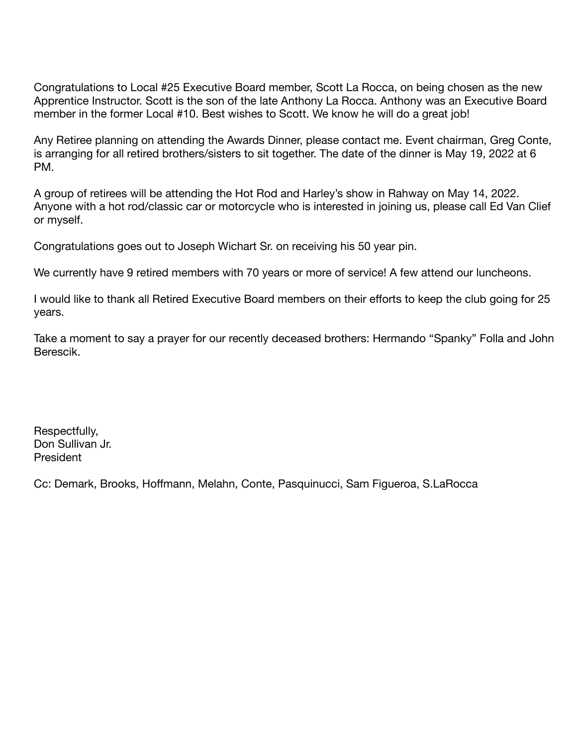Congratulations to Local #25 Executive Board member, Scott La Rocca, on being chosen as the new Apprentice Instructor. Scott is the son of the late Anthony La Rocca. Anthony was an Executive Board member in the former Local #10. Best wishes to Scott. We know he will do a great job!

Any Retiree planning on attending the Awards Dinner, please contact me. Event chairman, Greg Conte, is arranging for all retired brothers/sisters to sit together. The date of the dinner is May 19, 2022 at 6 PM.

A group of retirees will be attending the Hot Rod and Harley's show in Rahway on May 14, 2022. Anyone with a hot rod/classic car or motorcycle who is interested in joining us, please call Ed Van Clief or myself.

Congratulations goes out to Joseph Wichart Sr. on receiving his 50 year pin.

We currently have 9 retired members with 70 years or more of service! A few attend our luncheons.

I would like to thank all Retired Executive Board members on their efforts to keep the club going for 25 years.

Take a moment to say a prayer for our recently deceased brothers: Hermando "Spanky" Folla and John Berescik.

Respectfully,
Don Sullivan Jr.
President

Cc: Demark, Brooks, Hoffmann, Melahn, Conte, Pasquinucci, Sam Figueroa, S.LaRocca